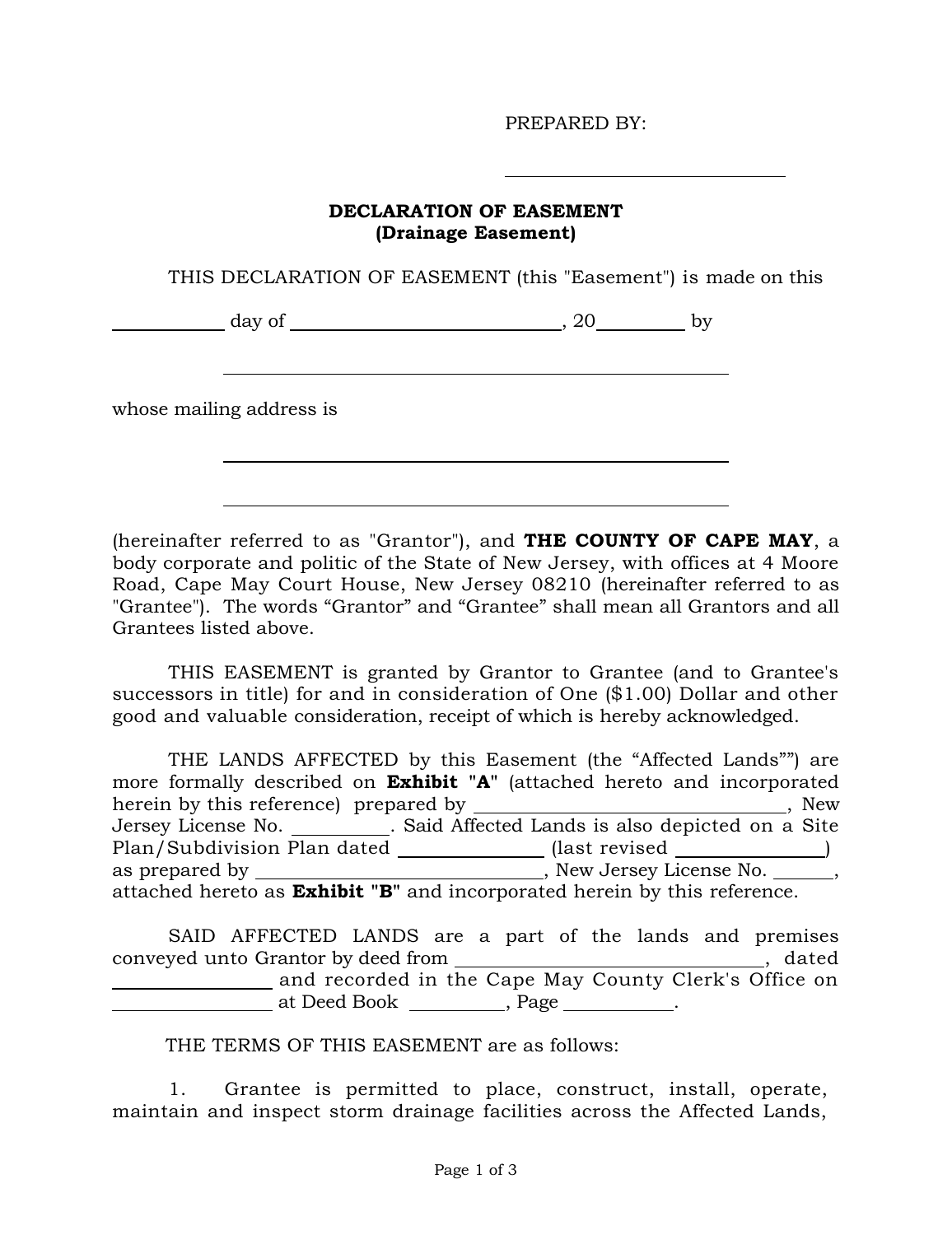PREPARED BY:

\_\_\_\_\_\_\_\_\_\_\_\_\_\_\_\_\_\_\_\_\_\_\_\_\_\_\_\_\_\_

**DECLARATION OF EASEMENT**
**(Drainage Easement)**

THIS DECLARATION OF EASEMENT (this "Easement") is made on this

\_\_\_\_\_\_\_\_\_\_\_ day of \_\_\_\_\_\_\_\_\_\_\_\_\_\_\_\_\_\_\_\_\_\_\_\_\_\_\_\_\_, 20\_\_\_\_\_\_\_\_\_ by

\_\_\_\_\_\_\_\_\_\_\_\_\_\_\_\_\_\_\_\_\_\_\_\_\_\_\_\_\_\_\_\_\_\_\_\_\_\_\_\_\_\_\_\_\_\_\_\_\_\_\_\_

whose mailing address is

\_\_\_\_\_\_\_\_\_\_\_\_\_\_\_\_\_\_\_\_\_\_\_\_\_\_\_\_\_\_\_\_\_\_\_\_\_\_\_\_\_\_\_\_\_\_\_\_\_\_\_\_

\_\_\_\_\_\_\_\_\_\_\_\_\_\_\_\_\_\_\_\_\_\_\_\_\_\_\_\_\_\_\_\_\_\_\_\_\_\_\_\_\_\_\_\_\_\_\_\_\_\_\_\_

(hereinafter referred to as "Grantor"), and **THE COUNTY OF CAPE MAY**, a body corporate and politic of the State of New Jersey, with offices at 4 Moore Road, Cape May Court House, New Jersey 08210 (hereinafter referred to as "Grantee"). The words "Grantor" and "Grantee" shall mean all Grantors and all Grantees listed above.

THIS EASEMENT is granted by Grantor to Grantee (and to Grantee's successors in title) for and in consideration of One ($1.00) Dollar and other good and valuable consideration, receipt of which is hereby acknowledged.

THE LANDS AFFECTED by this Easement (the "Affected Lands"") are more formally described on **Exhibit "A"** (attached hereto and incorporated herein by this reference) prepared by \_\_\_\_\_\_\_\_\_\_\_\_\_\_\_\_\_\_\_\_\_\_\_\_\_\_\_\_\_\_\_\_, New Jersey License No. \_\_\_\_\_\_\_\_\_\_. Said Affected Lands is also depicted on a Site Plan/Subdivision Plan dated \_\_\_\_\_\_\_\_\_\_\_\_\_\_\_ (last revised \_\_\_\_\_\_\_\_\_\_\_\_\_\_\_) as prepared by \_\_\_\_\_\_\_\_\_\_\_\_\_\_\_\_\_\_\_\_\_\_\_\_\_\_\_\_\_\_\_, New Jersey License No. \_\_\_\_\_\_, attached hereto as **Exhibit "B"** and incorporated herein by this reference.

SAID AFFECTED LANDS are a part of the lands and premises conveyed unto Grantor by deed from \_\_\_\_\_\_\_\_\_\_\_\_\_\_\_\_\_\_\_\_\_\_\_\_\_\_\_\_\_\_\_\_, dated \_\_\_\_\_\_\_\_\_\_\_\_\_\_\_\_\_\_ and recorded in the Cape May County Clerk's Office on \_\_\_\_\_\_\_\_\_\_\_\_\_\_\_\_\_\_ at Deed Book \_\_\_\_\_\_\_\_\_\_, Page \_\_\_\_\_\_\_\_\_\_\_\_.

THE TERMS OF THIS EASEMENT are as follows:

1. Grantee is permitted to place, construct, install, operate, maintain and inspect storm drainage facilities across the Affected Lands,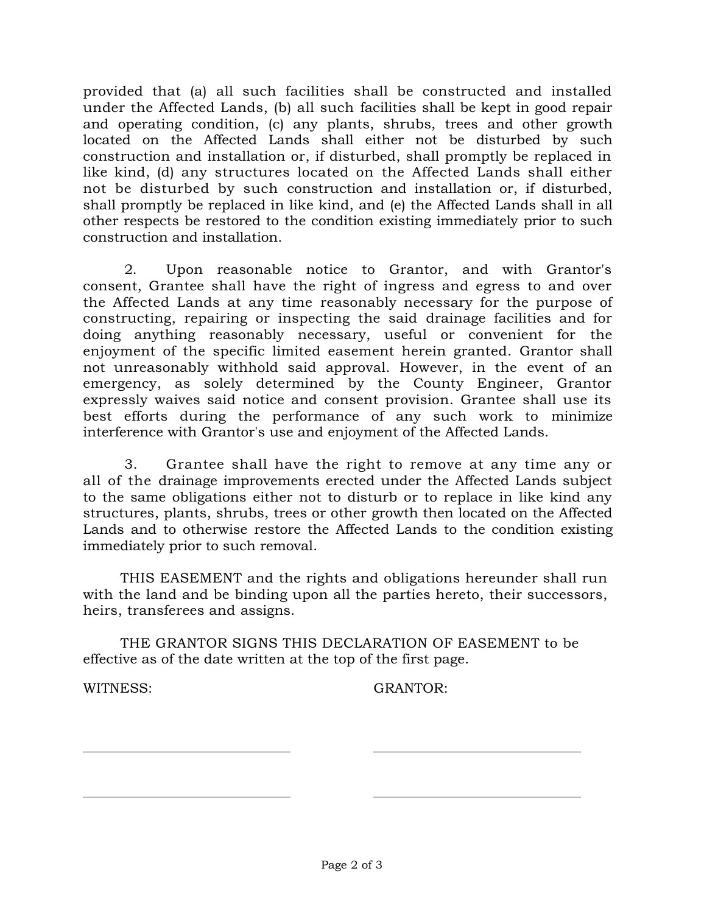provided that (a) all such facilities shall be constructed and installed under the Affected Lands, (b) all such facilities shall be kept in good repair and operating condition, (c) any plants, shrubs, trees and other growth located on the Affected Lands shall either not be disturbed by such construction and installation or, if disturbed, shall promptly be replaced in like kind, (d) any structures located on the Affected Lands shall either not be disturbed by such construction and installation or, if disturbed, shall promptly be replaced in like kind, and (e) the Affected Lands shall in all other respects be restored to the condition existing immediately prior to such construction and installation.

2. Upon reasonable notice to Grantor, and with Grantor's consent, Grantee shall have the right of ingress and egress to and over the Affected Lands at any time reasonably necessary for the purpose of constructing, repairing or inspecting the said drainage facilities and for doing anything reasonably necessary, useful or convenient for the enjoyment of the specific limited easement herein granted. Grantor shall not unreasonably withhold said approval. However, in the event of an emergency, as solely determined by the County Engineer, Grantor expressly waives said notice and consent provision. Grantee shall use its best efforts during the performance of any such work to minimize interference with Grantor's use and enjoyment of the Affected Lands.

3. Grantee shall have the right to remove at any time any or all of the drainage improvements erected under the Affected Lands subject to the same obligations either not to disturb or to replace in like kind any structures, plants, shrubs, trees or other growth then located on the Affected Lands and to otherwise restore the Affected Lands to the condition existing immediately prior to such removal.

THIS EASEMENT and the rights and obligations hereunder shall run with the land and be binding upon all the parties hereto, their successors, heirs, transferees and assigns.

THE GRANTOR SIGNS THIS DECLARATION OF EASEMENT to be effective as of the date written at the top of the first page.

| WITNESS: | GRANTOR: |
| --- | --- |
| \_\_\_\_\_\_\_\_\_\_\_\_\_\_\_\_\_\_\_\_\_\_\_\_ | \_\_\_\_\_\_\_\_\_\_\_\_\_\_\_\_\_\_\_\_\_\_\_\_ |
| \_\_\_\_\_\_\_\_\_\_\_\_\_\_\_\_\_\_\_\_\_\_\_\_ | \_\_\_\_\_\_\_\_\_\_\_\_\_\_\_\_\_\_\_\_\_\_\_\_ |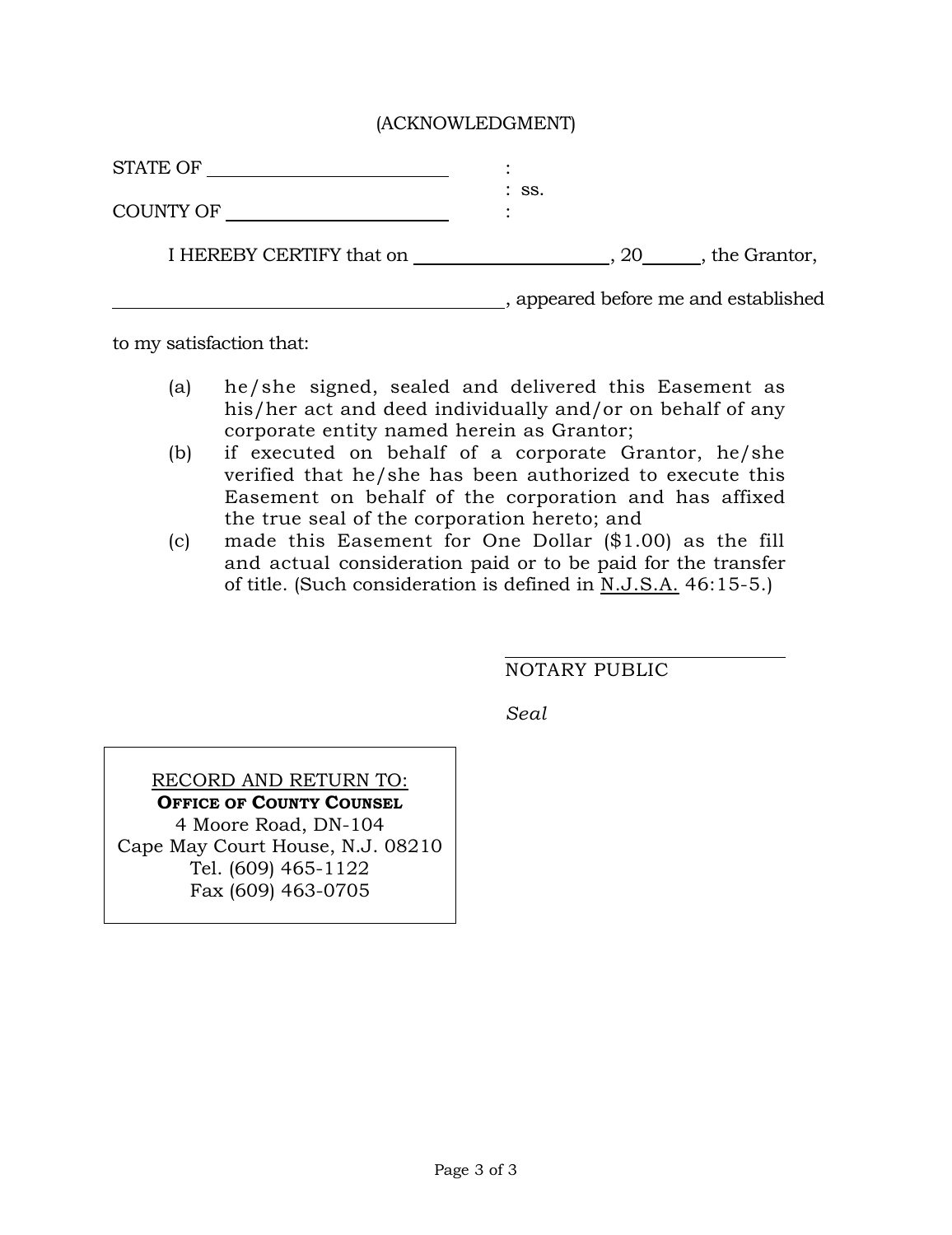(ACKNOWLEDGMENT)

STATE OF ________________________ :
: ss.
COUNTY OF ______________________ :

I HEREBY CERTIFY that on ____________________, 20_____, the Grantor,

________________________________________, appeared before me and established

to my satisfaction that:

(a) he/she signed, sealed and delivered this Easement as his/her act and deed individually and/or on behalf of any corporate entity named herein as Grantor;

(b) if executed on behalf of a corporate Grantor, he/she verified that he/she has been authorized to execute this Easement on behalf of the corporation and has affixed the true seal of the corporation hereto; and

(c) made this Easement for One Dollar ($1.00) as the fill and actual consideration paid or to be paid for the transfer of title. (Such consideration is defined in N.J.S.A. 46:15-5.)

______________________________
NOTARY PUBLIC

*Seal*

RECORD AND RETURN TO:
**OFFICE OF COUNTY COUNSEL**
4 Moore Road, DN-104
Cape May Court House, N.J. 08210
Tel. (609) 465-1122
Fax (609) 463-0705